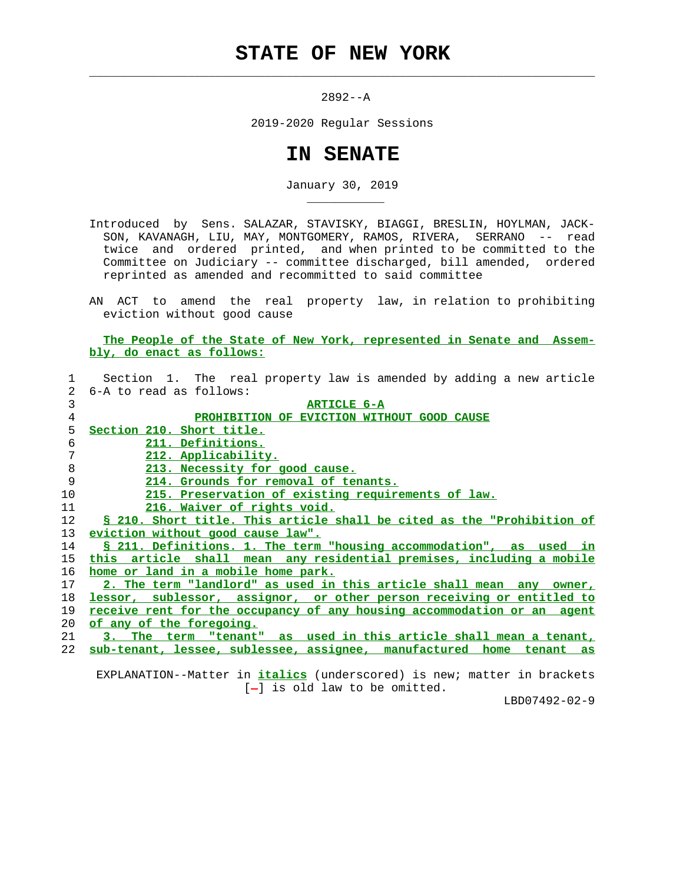# STATE OF NEW YORK

2892--A

2019-2020 Regular Sessions

# IN SENATE

January 30, 2019

Introduced by Sens. SALAZAR, STAVISKY, BIAGGI, BRESLIN, HOYLMAN, JACKSON, KAVANAGH, LIU, MAY, MONTGOMERY, RAMOS, RIVERA, SERRANO -- read twice and ordered printed, and when printed to be committed to the Committee on Judiciary -- committee discharged, bill amended, ordered reprinted as amended and recommitted to said committee

AN ACT to amend the real property law, in relation to prohibiting eviction without good cause

The People of the State of New York, represented in Senate and Assembly, do enact as follows:

Section 1. The real property law is amended by adding a new article 6-A to read as follows:

ARTICLE 6-A
PROHIBITION OF EVICTION WITHOUT GOOD CAUSE

Section 210. Short title.
211. Definitions.
212. Applicability.
213. Necessity for good cause.
214. Grounds for removal of tenants.
215. Preservation of existing requirements of law.
216. Waiver of rights void.

§ 210. Short title. This article shall be cited as the "Prohibition of eviction without good cause law".

§ 211. Definitions. 1. The term "housing accommodation", as used in this article shall mean any residential premises, including a mobile home or land in a mobile home park.

2. The term "landlord" as used in this article shall mean any owner, lessor, sublessor, assignor, or other person receiving or entitled to receive rent for the occupancy of any housing accommodation or an agent of any of the foregoing.

3. The term "tenant" as used in this article shall mean a tenant, sub-tenant, lessee, sublessee, assignee, manufactured home tenant as

EXPLANATION--Matter in italics (underscored) is new; matter in brackets [-] is old law to be omitted.

LBD07492-02-9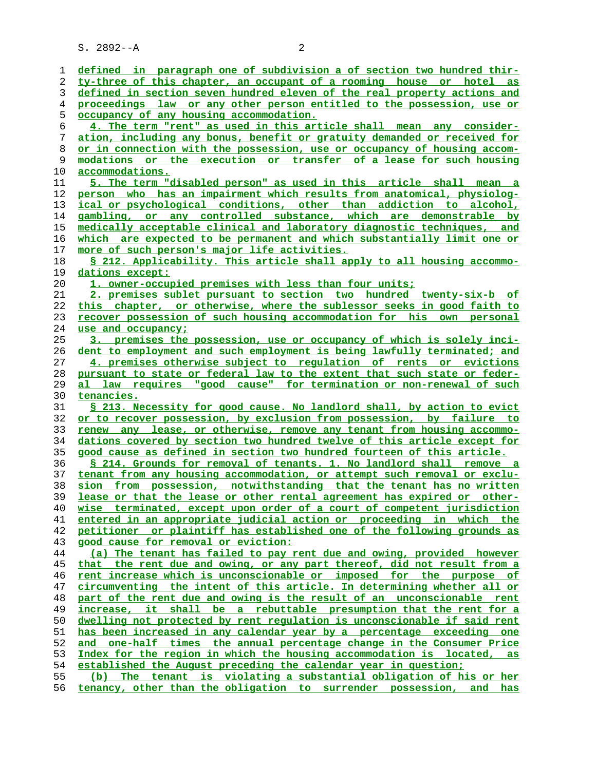defined in paragraph one of subdivision a of section two hundred thirty-three of this chapter, an occupant of a rooming house or hotel as defined in section seven hundred eleven of the real property actions and proceedings law or any other person entitled to the possession, use or occupancy of any housing accommodation.

4. The term "rent" as used in this article shall mean any consideration, including any bonus, benefit or gratuity demanded or received for or in connection with the possession, use or occupancy of housing accommodations or the execution or transfer of a lease for such housing accommodations.

5. The term "disabled person" as used in this article shall mean a person who has an impairment which results from anatomical, physiological or psychological conditions, other than addiction to alcohol, gambling, or any controlled substance, which are demonstrable by medically acceptable clinical and laboratory diagnostic techniques, and which are expected to be permanent and which substantially limit one or more of such person's major life activities.

§ 212. Applicability. This article shall apply to all housing accommodations except:

1. owner-occupied premises with less than four units;

2. premises sublet pursuant to section two hundred twenty-six-b of this chapter, or otherwise, where the sublessor seeks in good faith to recover possession of such housing accommodation for his own personal use and occupancy;

3. premises the possession, use or occupancy of which is solely incident to employment and such employment is being lawfully terminated; and

4. premises otherwise subject to regulation of rents or evictions pursuant to state or federal law to the extent that such state or federal law requires "good cause" for termination or non-renewal of such tenancies.

§ 213. Necessity for good cause. No landlord shall, by action to evict or to recover possession, by exclusion from possession, by failure to renew any lease, or otherwise, remove any tenant from housing accommodations covered by section two hundred twelve of this article except for good cause as defined in section two hundred fourteen of this article.

§ 214. Grounds for removal of tenants. 1. No landlord shall remove a tenant from any housing accommodation, or attempt such removal or exclusion from possession, notwithstanding that the tenant has no written lease or that the lease or other rental agreement has expired or otherwise terminated, except upon order of a court of competent jurisdiction entered in an appropriate judicial action or proceeding in which the petitioner or plaintiff has established one of the following grounds as good cause for removal or eviction:

(a) The tenant has failed to pay rent due and owing, provided however that the rent due and owing, or any part thereof, did not result from a rent increase which is unconscionable or imposed for the purpose of circumventing the intent of this article. In determining whether all or part of the rent due and owing is the result of an unconscionable rent increase, it shall be a rebuttable presumption that the rent for a dwelling not protected by rent regulation is unconscionable if said rent has been increased in any calendar year by a percentage exceeding one and one-half times the annual percentage change in the Consumer Price Index for the region in which the housing accommodation is located, as established the August preceding the calendar year in question;

(b) The tenant is violating a substantial obligation of his or her tenancy, other than the obligation to surrender possession, and has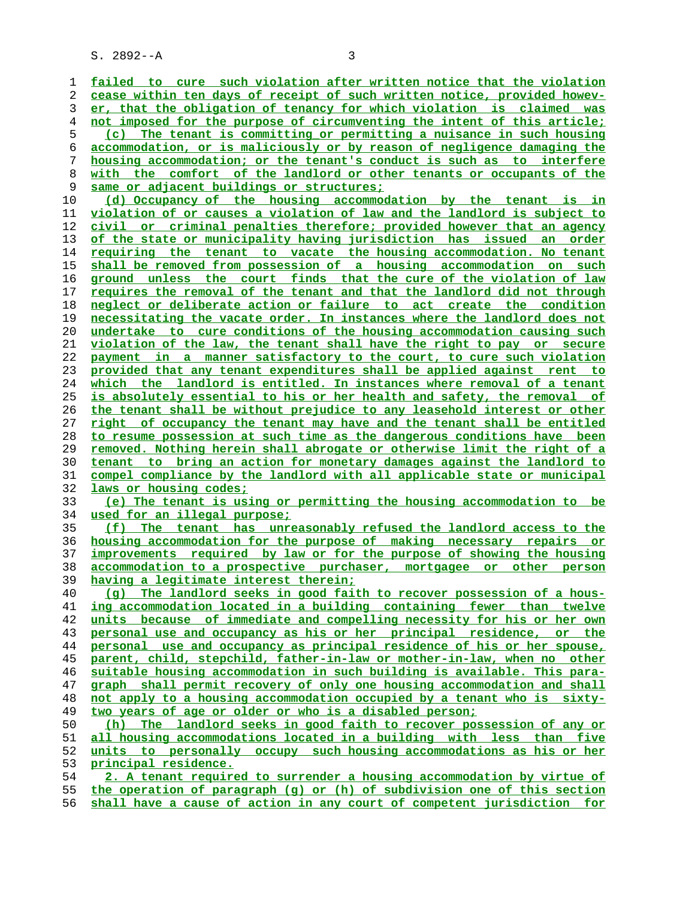failed to cure such violation after written notice that the violation cease within ten days of receipt of such written notice, provided however, that the obligation of tenancy for which violation is claimed was not imposed for the purpose of circumventing the intent of this article;

(c) The tenant is committing or permitting a nuisance in such housing accommodation, or is maliciously or by reason of negligence damaging the housing accommodation; or the tenant's conduct is such as to interfere with the comfort of the landlord or other tenants or occupants of the same or adjacent buildings or structures;

(d) Occupancy of the housing accommodation by the tenant is in violation of or causes a violation of law and the landlord is subject to civil or criminal penalties therefore; provided however that an agency of the state or municipality having jurisdiction has issued an order requiring the tenant to vacate the housing accommodation. No tenant shall be removed from possession of a housing accommodation on such ground unless the court finds that the cure of the violation of law requires the removal of the tenant and that the landlord did not through neglect or deliberate action or failure to act create the condition necessitating the vacate order. In instances where the landlord does not undertake to cure conditions of the housing accommodation causing such violation of the law, the tenant shall have the right to pay or secure payment in a manner satisfactory to the court, to cure such violation provided that any tenant expenditures shall be applied against rent to which the landlord is entitled. In instances where removal of a tenant is absolutely essential to his or her health and safety, the removal of the tenant shall be without prejudice to any leasehold interest or other right of occupancy the tenant may have and the tenant shall be entitled to resume possession at such time as the dangerous conditions have been removed. Nothing herein shall abrogate or otherwise limit the right of a tenant to bring an action for monetary damages against the landlord to compel compliance by the landlord with all applicable state or municipal laws or housing codes;

(e) The tenant is using or permitting the housing accommodation to be used for an illegal purpose;

(f) The tenant has unreasonably refused the landlord access to the housing accommodation for the purpose of making necessary repairs or improvements required by law or for the purpose of showing the housing accommodation to a prospective purchaser, mortgagee or other person having a legitimate interest therein;

(g) The landlord seeks in good faith to recover possession of a housing accommodation located in a building containing fewer than twelve units because of immediate and compelling necessity for his or her own personal use and occupancy as his or her principal residence, or the personal use and occupancy as principal residence of his or her spouse, parent, child, stepchild, father-in-law or mother-in-law, when no other suitable housing accommodation in such building is available. This paragraph shall permit recovery of only one housing accommodation and shall not apply to a housing accommodation occupied by a tenant who is sixty-two years of age or older or who is a disabled person;

(h) The landlord seeks in good faith to recover possession of any or all housing accommodations located in a building with less than five units to personally occupy such housing accommodations as his or her principal residence.

2. A tenant required to surrender a housing accommodation by virtue of the operation of paragraph (g) or (h) of subdivision one of this section shall have a cause of action in any court of competent jurisdiction for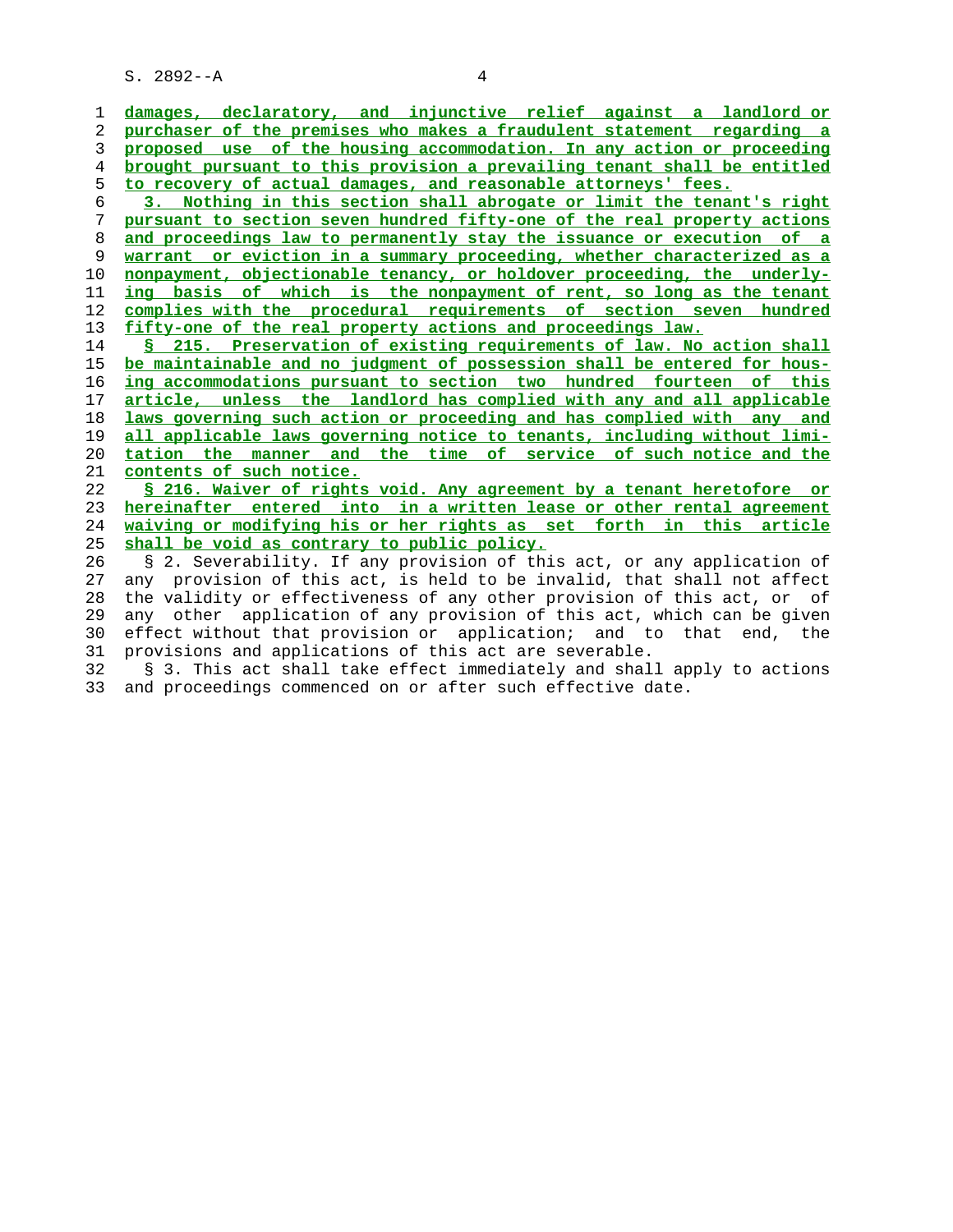damages, declaratory, and injunctive relief against a landlord or purchaser of the premises who makes a fraudulent statement regarding a proposed use of the housing accommodation. In any action or proceeding brought pursuant to this provision a prevailing tenant shall be entitled to recovery of actual damages, and reasonable attorneys' fees.

3. Nothing in this section shall abrogate or limit the tenant's right pursuant to section seven hundred fifty-one of the real property actions and proceedings law to permanently stay the issuance or execution of a warrant or eviction in a summary proceeding, whether characterized as a nonpayment, objectionable tenancy, or holdover proceeding, the underlying basis of which is the nonpayment of rent, so long as the tenant complies with the procedural requirements of section seven hundred fifty-one of the real property actions and proceedings law.

§ 215. Preservation of existing requirements of law. No action shall be maintainable and no judgment of possession shall be entered for housing accommodations pursuant to section two hundred fourteen of this article, unless the landlord has complied with any and all applicable laws governing such action or proceeding and has complied with any and all applicable laws governing notice to tenants, including without limitation the manner and the time of service of such notice and the contents of such notice.

§ 216. Waiver of rights void. Any agreement by a tenant heretofore or hereinafter entered into in a written lease or other rental agreement waiving or modifying his or her rights as set forth in this article shall be void as contrary to public policy.

§ 2. Severability. If any provision of this act, or any application of any provision of this act, is held to be invalid, that shall not affect the validity or effectiveness of any other provision of this act, or of any other application of any provision of this act, which can be given effect without that provision or application; and to that end, the provisions and applications of this act are severable.

§ 3. This act shall take effect immediately and shall apply to actions and proceedings commenced on or after such effective date.